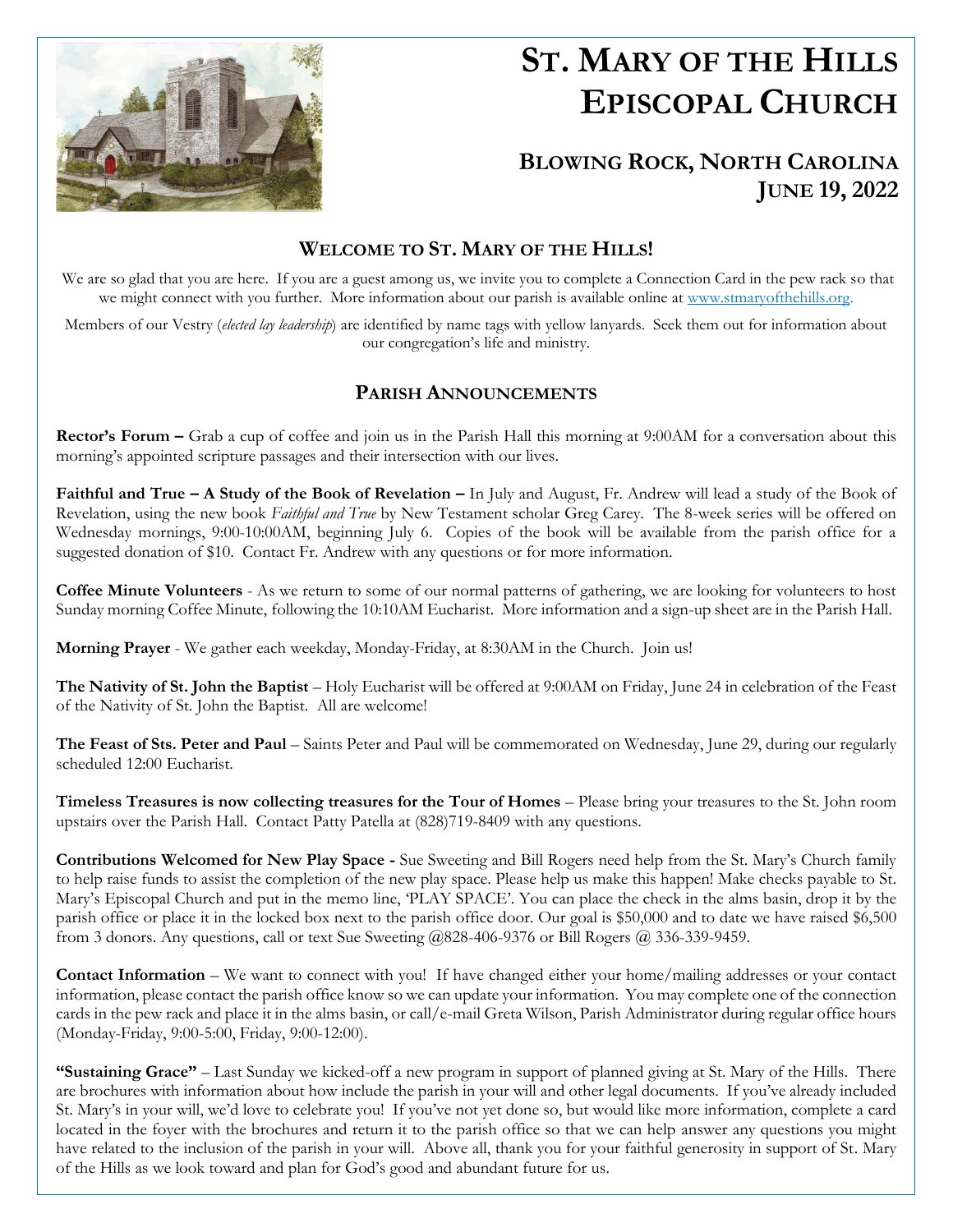# St. Mary of the Hills Episcopal Church

## Blowing Rock, North Carolina
## June 19, 2022

### Welcome to St. Mary of the Hills!

We are so glad that you are here. If you are a guest among us, we invite you to complete a Connection Card in the pew rack so that we might connect with you further. More information about our parish is available online at www.stmaryofthehills.org.

Members of our Vestry (*elected lay leadership*) are identified by name tags with yellow lanyards. Seek them out for information about our congregation's life and ministry.

### Parish Announcements

**Rector's Forum –** Grab a cup of coffee and join us in the Parish Hall this morning at 9:00AM for a conversation about this morning's appointed scripture passages and their intersection with our lives.

**Faithful and True – A Study of the Book of Revelation –** In July and August, Fr. Andrew will lead a study of the Book of Revelation, using the new book *Faithful and True* by New Testament scholar Greg Carey. The 8-week series will be offered on Wednesday mornings, 9:00-10:00AM, beginning July 6. Copies of the book will be available from the parish office for a suggested donation of $10. Contact Fr. Andrew with any questions or for more information.

**Coffee Minute Volunteers** - As we return to some of our normal patterns of gathering, we are looking for volunteers to host Sunday morning Coffee Minute, following the 10:10AM Eucharist. More information and a sign-up sheet are in the Parish Hall.

**Morning Prayer** - We gather each weekday, Monday-Friday, at 8:30AM in the Church. Join us!

**The Nativity of St. John the Baptist** – Holy Eucharist will be offered at 9:00AM on Friday, June 24 in celebration of the Feast of the Nativity of St. John the Baptist. All are welcome!

**The Feast of Sts. Peter and Paul** – Saints Peter and Paul will be commemorated on Wednesday, June 29, during our regularly scheduled 12:00 Eucharist.

**Timeless Treasures is now collecting treasures for the Tour of Homes** – Please bring your treasures to the St. John room upstairs over the Parish Hall. Contact Patty Patella at (828)719-8409 with any questions.

**Contributions Welcomed for New Play Space -** Sue Sweeting and Bill Rogers need help from the St. Mary's Church family to help raise funds to assist the completion of the new play space. Please help us make this happen! Make checks payable to St. Mary's Episcopal Church and put in the memo line, 'PLAY SPACE'. You can place the check in the alms basin, drop it by the parish office or place it in the locked box next to the parish office door. Our goal is $50,000 and to date we have raised $6,500 from 3 donors. Any questions, call or text Sue Sweeting @828-406-9376 or Bill Rogers @ 336-339-9459.

**Contact Information** – We want to connect with you! If have changed either your home/mailing addresses or your contact information, please contact the parish office know so we can update your information. You may complete one of the connection cards in the pew rack and place it in the alms basin, or call/e-mail Greta Wilson, Parish Administrator during regular office hours (Monday-Friday, 9:00-5:00, Friday, 9:00-12:00).

**"Sustaining Grace"** – Last Sunday we kicked-off a new program in support of planned giving at St. Mary of the Hills. There are brochures with information about how include the parish in your will and other legal documents. If you've already included St. Mary's in your will, we'd love to celebrate you! If you've not yet done so, but would like more information, complete a card located in the foyer with the brochures and return it to the parish office so that we can help answer any questions you might have related to the inclusion of the parish in your will. Above all, thank you for your faithful generosity in support of St. Mary of the Hills as we look toward and plan for God's good and abundant future for us.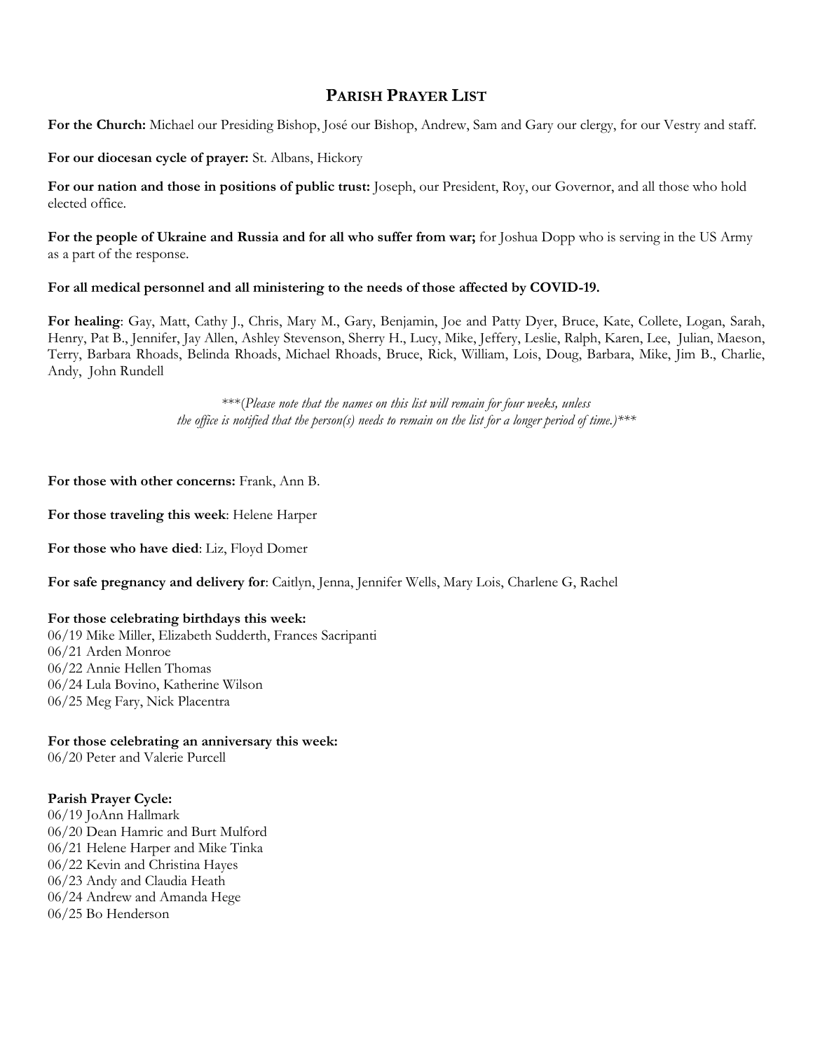## PARISH PRAYER LIST

**For the Church:** Michael our Presiding Bishop, José our Bishop, Andrew, Sam and Gary our clergy, for our Vestry and staff.

**For our diocesan cycle of prayer:** St. Albans, Hickory

**For our nation and those in positions of public trust:** Joseph, our President, Roy, our Governor, and all those who hold elected office.

**For the people of Ukraine and Russia and for all who suffer from war;** for Joshua Dopp who is serving in the US Army as a part of the response.

**For all medical personnel and all ministering to the needs of those affected by COVID-19.**

**For healing**: Gay, Matt, Cathy J., Chris, Mary M., Gary, Benjamin, Joe and Patty Dyer, Bruce, Kate, Collete, Logan, Sarah, Henry, Pat B., Jennifer, Jay Allen, Ashley Stevenson, Sherry H., Lucy, Mike, Jeffery, Leslie, Ralph, Karen, Lee, Julian, Maeson, Terry, Barbara Rhoads, Belinda Rhoads, Michael Rhoads, Bruce, Rick, William, Lois, Doug, Barbara, Mike, Jim B., Charlie, Andy, John Rundell

*\*\*\*(Please note that the names on this list will remain for four weeks, unless the office is notified that the person(s) needs to remain on the list for a longer period of time.)\*\*\**

**For those with other concerns:** Frank, Ann B.

**For those traveling this week**: Helene Harper

**For those who have died**: Liz, Floyd Domer

**For safe pregnancy and delivery for**: Caitlyn, Jenna, Jennifer Wells, Mary Lois, Charlene G, Rachel

**For those celebrating birthdays this week:**
06/19 Mike Miller, Elizabeth Sudderth, Frances Sacripanti
06/21 Arden Monroe
06/22 Annie Hellen Thomas
06/24 Lula Bovino, Katherine Wilson
06/25 Meg Fary, Nick Placentra

**For those celebrating an anniversary this week:**
06/20 Peter and Valerie Purcell

**Parish Prayer Cycle:**
06/19 JoAnn Hallmark
06/20 Dean Hamric and Burt Mulford
06/21 Helene Harper and Mike Tinka
06/22 Kevin and Christina Hayes
06/23 Andy and Claudia Heath
06/24 Andrew and Amanda Hege
06/25 Bo Henderson